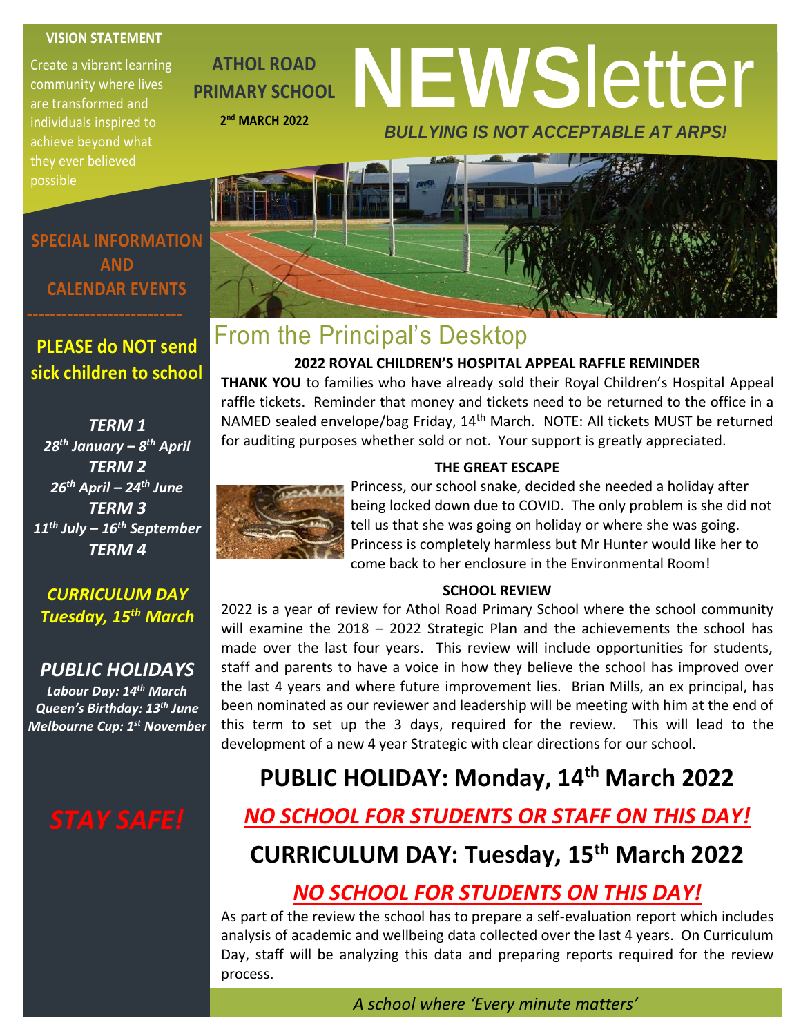**VISION STATEMENT**

Create a vibrant learning community where lives are transformed and individuals inspired to achieve beyond what they ever believed possible

**ATHOL ROAD PRIMARY SCHOOL**

**2nd MARCH 2022**

# NEWSletter

***BULLYING IS NOT ACCEPTABLE AT ARPS!***

## SPECIAL INFORMATION AND CALENDAR EVENTS

---

**PLEASE do NOT send sick children to school**

***TERM 1***
***28th January – 8th April***
***TERM 2***
***26th April – 24th June***
***TERM 3***
***11th July – 16th September***
***TERM 4***

***CURRICULUM DAY***
***Tuesday, 15th March***

***PUBLIC HOLIDAYS***
***Labour Day: 14th March***
***Queen's Birthday: 13th June***
***Melbourne Cup: 1st November***

***STAY SAFE!***

# From the Principal's Desktop

### 2022 ROYAL CHILDREN'S HOSPITAL APPEAL RAFFLE REMINDER

**THANK YOU** to families who have already sold their Royal Children's Hospital Appeal raffle tickets. Reminder that money and tickets need to be returned to the office in a NAMED sealed envelope/bag Friday, 14th March. NOTE: All tickets MUST be returned for auditing purposes whether sold or not. Your support is greatly appreciated.

### THE GREAT ESCAPE

Princess, our school snake, decided she needed a holiday after being locked down due to COVID. The only problem is she did not tell us that she was going on holiday or where she was going. Princess is completely harmless but Mr Hunter would like her to come back to her enclosure in the Environmental Room!

### SCHOOL REVIEW

2022 is a year of review for Athol Road Primary School where the school community will examine the 2018 – 2022 Strategic Plan and the achievements the school has made over the last four years. This review will include opportunities for students, staff and parents to have a voice in how they believe the school has improved over the last 4 years and where future improvement lies. Brian Mills, an ex principal, has been nominated as our reviewer and leadership will be meeting with him at the end of this term to set up the 3 days, required for the review. This will lead to the development of a new 4 year Strategic with clear directions for our school.

## PUBLIC HOLIDAY: Monday, 14th March 2022

***NO SCHOOL FOR STUDENTS OR STAFF ON THIS DAY!***

## CURRICULUM DAY: Tuesday, 15th March 2022

***NO SCHOOL FOR STUDENTS ON THIS DAY!***

As part of the review the school has to prepare a self-evaluation report which includes analysis of academic and wellbeing data collected over the last 4 years. On Curriculum Day, staff will be analyzing this data and preparing reports required for the review process.

*A school where 'Every minute matters'*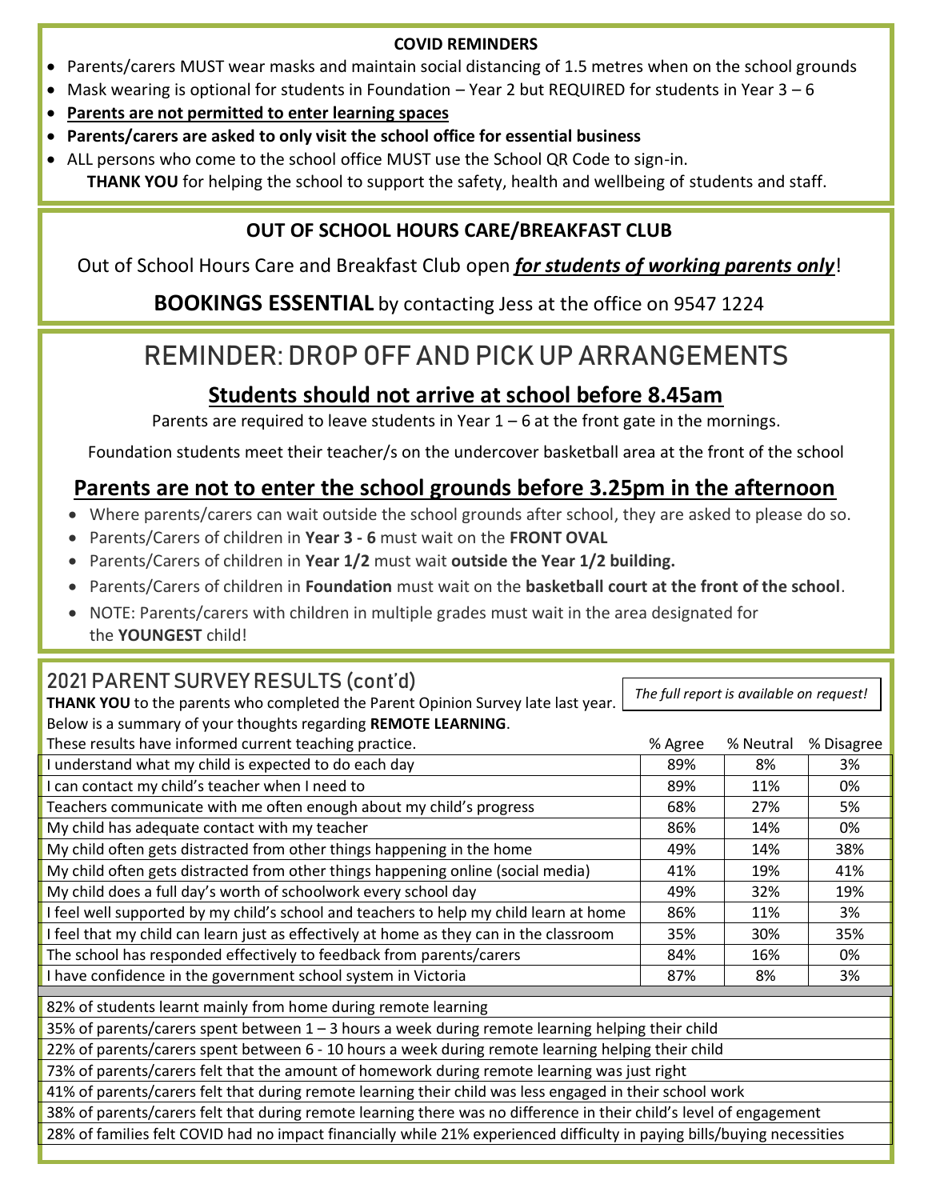**COVID REMINDERS**

- Parents/carers MUST wear masks and maintain social distancing of 1.5 metres when on the school grounds
- Mask wearing is optional for students in Foundation – Year 2 but REQUIRED for students in Year 3 – 6
- **Parents are not permitted to enter learning spaces**
- **Parents/carers are asked to only visit the school office for essential business**
- ALL persons who come to the school office MUST use the School QR Code to sign-in.

**THANK YOU** for helping the school to support the safety, health and wellbeing of students and staff.

## OUT OF SCHOOL HOURS CARE/BREAKFAST CLUB

Out of School Hours Care and Breakfast Club open ***for students of working parents only***!

**BOOKINGS ESSENTIAL** by contacting Jess at the office on 9547 1224

# REMINDER: DROP OFF AND PICK UP ARRANGEMENTS

## Students should not arrive at school before 8.45am

Parents are required to leave students in Year 1 – 6 at the front gate in the mornings.

Foundation students meet their teacher/s on the undercover basketball area at the front of the school

## Parents are not to enter the school grounds before 3.25pm in the afternoon

- Where parents/carers can wait outside the school grounds after school, they are asked to please do so.
- Parents/Carers of children in **Year 3 - 6** must wait on the **FRONT OVAL**
- Parents/Carers of children in **Year 1/2** must wait **outside the Year 1/2 building.**
- Parents/Carers of children in **Foundation** must wait on the **basketball court at the front of the school**.
- NOTE: Parents/carers with children in multiple grades must wait in the area designated for the **YOUNGEST** child!

## 2021 PARENT SURVEY RESULTS (cont'd)

*The full report is available on request!*

**THANK YOU** to the parents who completed the Parent Opinion Survey late last year.
Below is a summary of your thoughts regarding **REMOTE LEARNING**.

| These results have informed current teaching practice. | % Agree | % Neutral | % Disagree |
|---|---|---|---|
| I understand what my child is expected to do each day | 89% | 8% | 3% |
| I can contact my child's teacher when I need to | 89% | 11% | 0% |
| Teachers communicate with me often enough about my child's progress | 68% | 27% | 5% |
| My child has adequate contact with my teacher | 86% | 14% | 0% |
| My child often gets distracted from other things happening in the home | 49% | 14% | 38% |
| My child often gets distracted from other things happening online (social media) | 41% | 19% | 41% |
| My child does a full day's worth of schoolwork every school day | 49% | 32% | 19% |
| I feel well supported by my child's school and teachers to help my child learn at home | 86% | 11% | 3% |
| I feel that my child can learn just as effectively at home as they can in the classroom | 35% | 30% | 35% |
| The school has responded effectively to feedback from parents/carers | 84% | 16% | 0% |
| I have confidence in the government school system in Victoria | 87% | 8% | 3% |

82% of students learnt mainly from home during remote learning

35% of parents/carers spent between 1 – 3 hours a week during remote learning helping their child

22% of parents/carers spent between 6 - 10 hours a week during remote learning helping their child

73% of parents/carers felt that the amount of homework during remote learning was just right

41% of parents/carers felt that during remote learning their child was less engaged in their school work

38% of parents/carers felt that during remote learning there was no difference in their child's level of engagement

28% of families felt COVID had no impact financially while 21% experienced difficulty in paying bills/buying necessities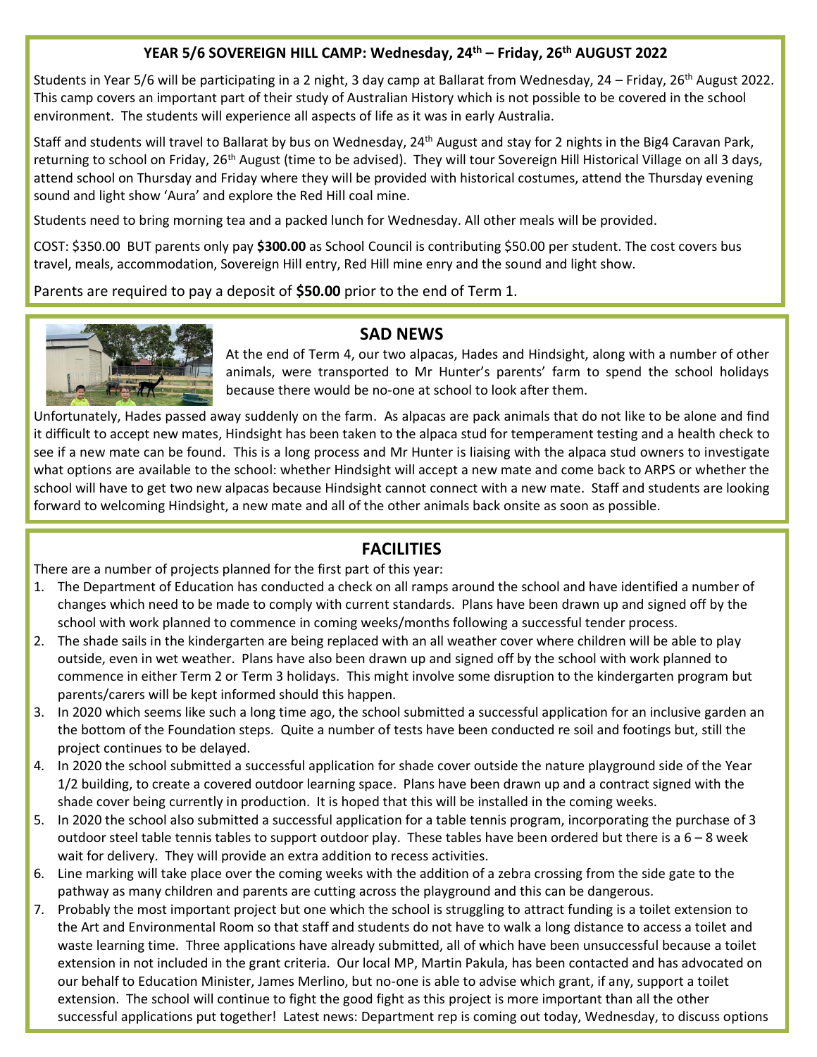## YEAR 5/6 SOVEREIGN HILL CAMP: Wednesday, 24th – Friday, 26th AUGUST 2022

Students in Year 5/6 will be participating in a 2 night, 3 day camp at Ballarat from Wednesday, 24 – Friday, 26th August 2022. This camp covers an important part of their study of Australian History which is not possible to be covered in the school environment. The students will experience all aspects of life as it was in early Australia.

Staff and students will travel to Ballarat by bus on Wednesday, 24th August and stay for 2 nights in the Big4 Caravan Park, returning to school on Friday, 26th August (time to be advised). They will tour Sovereign Hill Historical Village on all 3 days, attend school on Thursday and Friday where they will be provided with historical costumes, attend the Thursday evening sound and light show 'Aura' and explore the Red Hill coal mine.

Students need to bring morning tea and a packed lunch for Wednesday. All other meals will be provided.

COST: $350.00 BUT parents only pay **$300.00** as School Council is contributing $50.00 per student. The cost covers bus travel, meals, accommodation, Sovereign Hill entry, Red Hill mine enry and the sound and light show.

Parents are required to pay a deposit of **$50.00** prior to the end of Term 1.

## SAD NEWS

At the end of Term 4, our two alpacas, Hades and Hindsight, along with a number of other animals, were transported to Mr Hunter's parents' farm to spend the school holidays because there would be no-one at school to look after them.

Unfortunately, Hades passed away suddenly on the farm. As alpacas are pack animals that do not like to be alone and find it difficult to accept new mates, Hindsight has been taken to the alpaca stud for temperament testing and a health check to see if a new mate can be found. This is a long process and Mr Hunter is liaising with the alpaca stud owners to investigate what options are available to the school: whether Hindsight will accept a new mate and come back to ARPS or whether the school will have to get two new alpacas because Hindsight cannot connect with a new mate. Staff and students are looking forward to welcoming Hindsight, a new mate and all of the other animals back onsite as soon as possible.

## FACILITIES

There are a number of projects planned for the first part of this year:

1. The Department of Education has conducted a check on all ramps around the school and have identified a number of changes which need to be made to comply with current standards. Plans have been drawn up and signed off by the school with work planned to commence in coming weeks/months following a successful tender process.
2. The shade sails in the kindergarten are being replaced with an all weather cover where children will be able to play outside, even in wet weather. Plans have also been drawn up and signed off by the school with work planned to commence in either Term 2 or Term 3 holidays. This might involve some disruption to the kindergarten program but parents/carers will be kept informed should this happen.
3. In 2020 which seems like such a long time ago, the school submitted a successful application for an inclusive garden an the bottom of the Foundation steps. Quite a number of tests have been conducted re soil and footings but, still the project continues to be delayed.
4. In 2020 the school submitted a successful application for shade cover outside the nature playground side of the Year 1/2 building, to create a covered outdoor learning space. Plans have been drawn up and a contract signed with the shade cover being currently in production. It is hoped that this will be installed in the coming weeks.
5. In 2020 the school also submitted a successful application for a table tennis program, incorporating the purchase of 3 outdoor steel table tennis tables to support outdoor play. These tables have been ordered but there is a 6 – 8 week wait for delivery. They will provide an extra addition to recess activities.
6. Line marking will take place over the coming weeks with the addition of a zebra crossing from the side gate to the pathway as many children and parents are cutting across the playground and this can be dangerous.
7. Probably the most important project but one which the school is struggling to attract funding is a toilet extension to the Art and Environmental Room so that staff and students do not have to walk a long distance to access a toilet and waste learning time. Three applications have already submitted, all of which have been unsuccessful because a toilet extension in not included in the grant criteria. Our local MP, Martin Pakula, has been contacted and has advocated on our behalf to Education Minister, James Merlino, but no-one is able to advise which grant, if any, support a toilet extension. The school will continue to fight the good fight as this project is more important than all the other successful applications put together! Latest news: Department rep is coming out today, Wednesday, to discuss options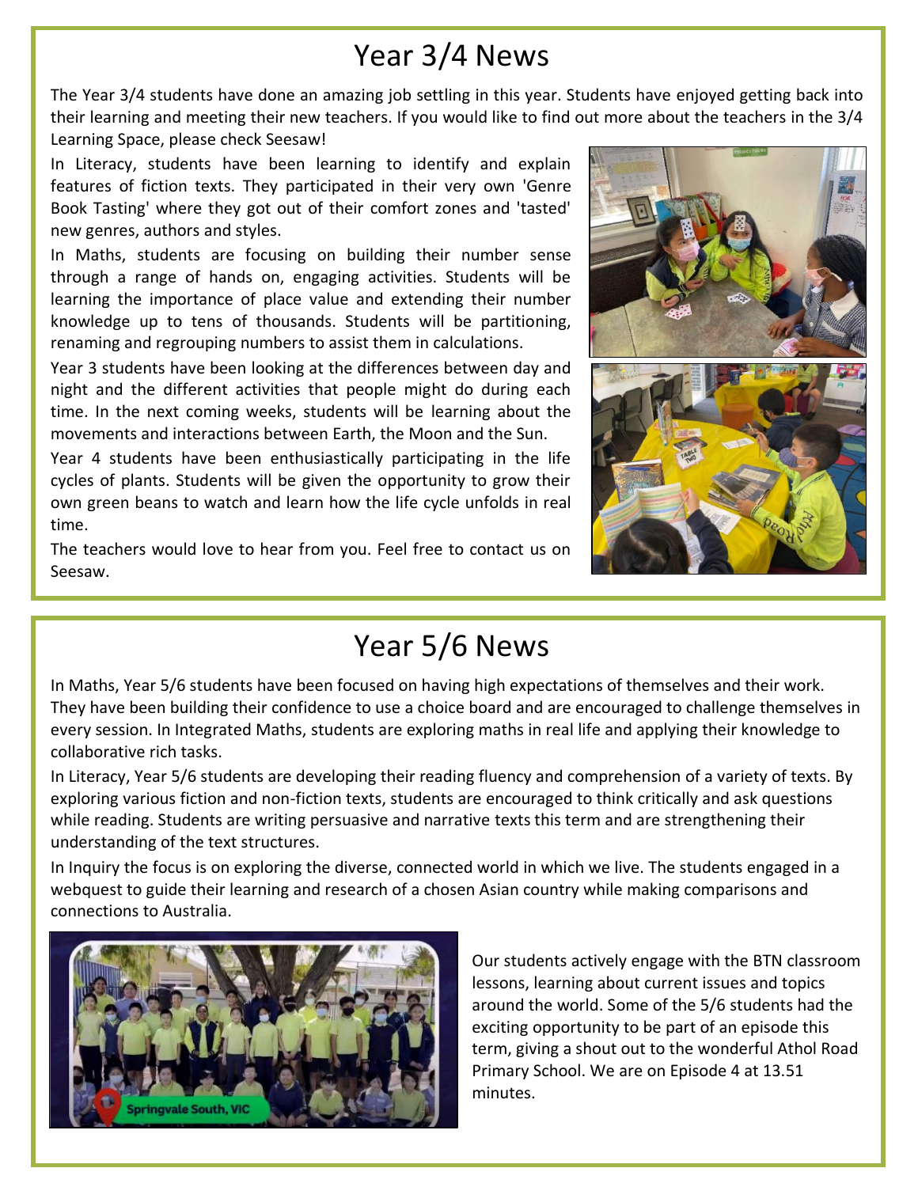# Year 3/4 News

The Year 3/4 students have done an amazing job settling in this year. Students have enjoyed getting back into their learning and meeting their new teachers. If you would like to find out more about the teachers in the 3/4 Learning Space, please check Seesaw!

In Literacy, students have been learning to identify and explain features of fiction texts. They participated in their very own 'Genre Book Tasting' where they got out of their comfort zones and 'tasted' new genres, authors and styles.

In Maths, students are focusing on building their number sense through a range of hands on, engaging activities. Students will be learning the importance of place value and extending their number knowledge up to tens of thousands. Students will be partitioning, renaming and regrouping numbers to assist them in calculations.

Year 3 students have been looking at the differences between day and night and the different activities that people might do during each time. In the next coming weeks, students will be learning about the movements and interactions between Earth, the Moon and the Sun.

Year 4 students have been enthusiastically participating in the life cycles of plants. Students will be given the opportunity to grow their own green beans to watch and learn how the life cycle unfolds in real time.

The teachers would love to hear from you. Feel free to contact us on Seesaw.

# Year 5/6 News

In Maths, Year 5/6 students have been focused on having high expectations of themselves and their work. They have been building their confidence to use a choice board and are encouraged to challenge themselves in every session. In Integrated Maths, students are exploring maths in real life and applying their knowledge to collaborative rich tasks.

In Literacy, Year 5/6 students are developing their reading fluency and comprehension of a variety of texts. By exploring various fiction and non-fiction texts, students are encouraged to think critically and ask questions while reading. Students are writing persuasive and narrative texts this term and are strengthening their understanding of the text structures.

In Inquiry the focus is on exploring the diverse, connected world in which we live. The students engaged in a webquest to guide their learning and research of a chosen Asian country while making comparisons and connections to Australia.

Our students actively engage with the BTN classroom lessons, learning about current issues and topics around the world. Some of the 5/6 students had the exciting opportunity to be part of an episode this term, giving a shout out to the wonderful Athol Road Primary School. We are on Episode 4 at 13.51 minutes.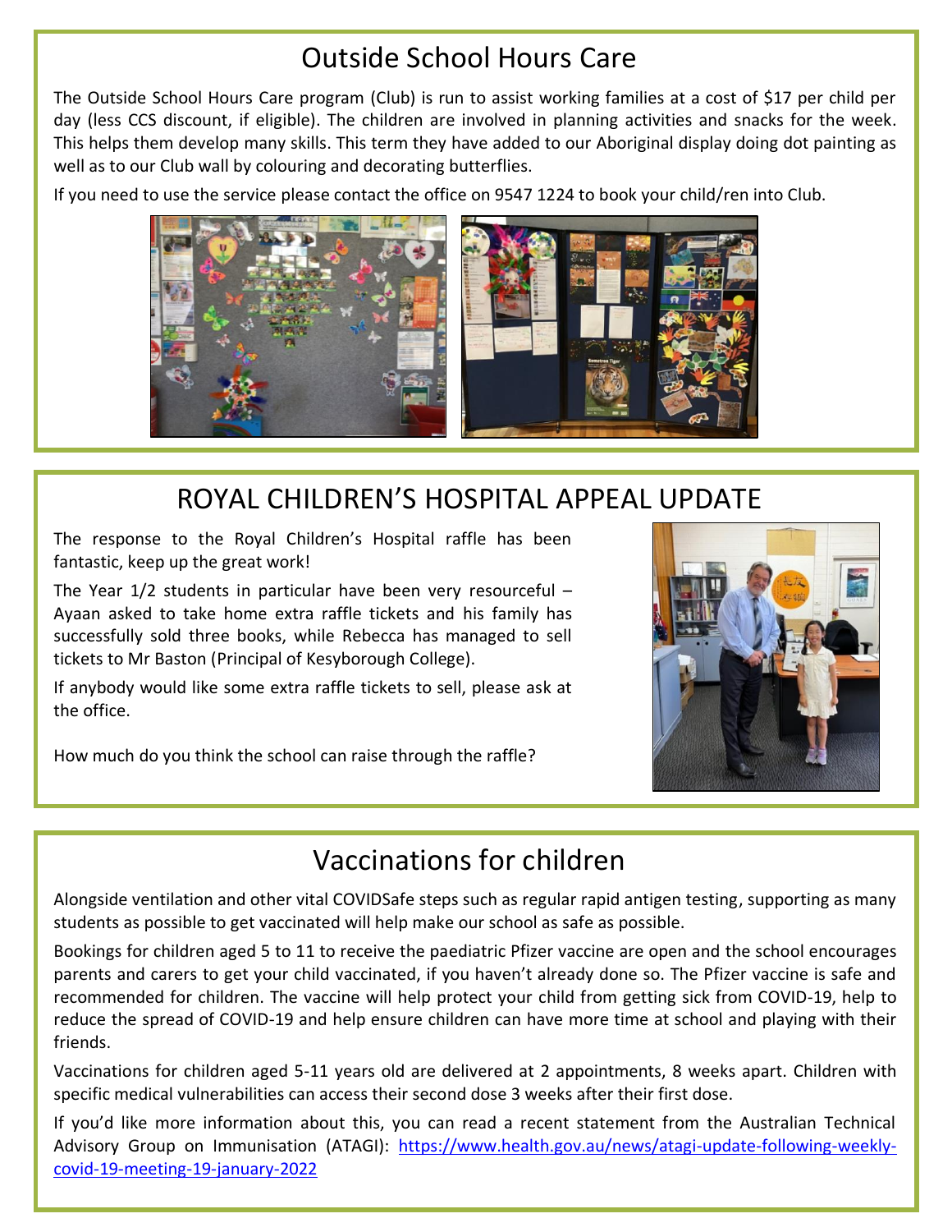## Outside School Hours Care

The Outside School Hours Care program (Club) is run to assist working families at a cost of $17 per child per day (less CCS discount, if eligible). The children are involved in planning activities and snacks for the week. This helps them develop many skills. This term they have added to our Aboriginal display doing dot painting as well as to our Club wall by colouring and decorating butterflies.

If you need to use the service please contact the office on 9547 1224 to book your child/ren into Club.

## ROYAL CHILDREN'S HOSPITAL APPEAL UPDATE

The response to the Royal Children's Hospital raffle has been fantastic, keep up the great work!

The Year 1/2 students in particular have been very resourceful – Ayaan asked to take home extra raffle tickets and his family has successfully sold three books, while Rebecca has managed to sell tickets to Mr Baston (Principal of Kesyborough College).

If anybody would like some extra raffle tickets to sell, please ask at the office.

How much do you think the school can raise through the raffle?

## Vaccinations for children

Alongside ventilation and other vital COVIDSafe steps such as regular rapid antigen testing, supporting as many students as possible to get vaccinated will help make our school as safe as possible.

Bookings for children aged 5 to 11 to receive the paediatric Pfizer vaccine are open and the school encourages parents and carers to get your child vaccinated, if you haven't already done so. The Pfizer vaccine is safe and recommended for children. The vaccine will help protect your child from getting sick from COVID-19, help to reduce the spread of COVID-19 and help ensure children can have more time at school and playing with their friends.

Vaccinations for children aged 5-11 years old are delivered at 2 appointments, 8 weeks apart. Children with specific medical vulnerabilities can access their second dose 3 weeks after their first dose.

If you'd like more information about this, you can read a recent statement from the Australian Technical Advisory Group on Immunisation (ATAGI): https://www.health.gov.au/news/atagi-update-following-weekly-covid-19-meeting-19-january-2022